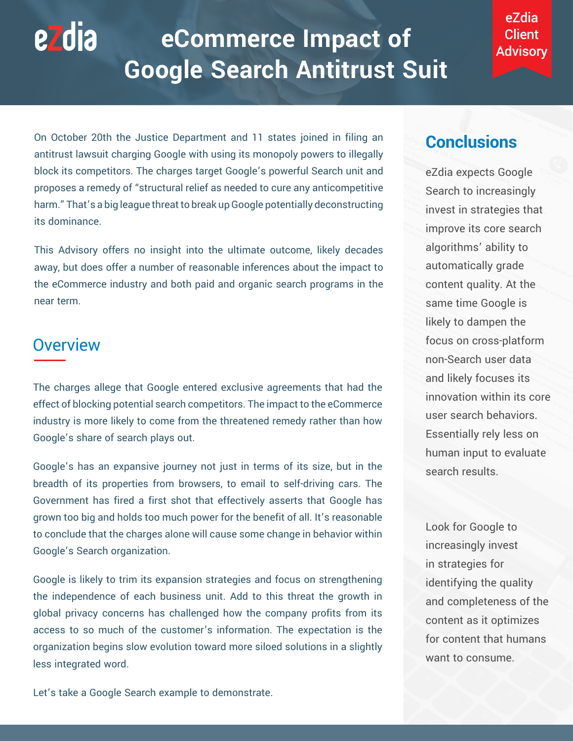# eCommerce Impact of Google Search Antitrust Suit

eZdia Client Advisory

On October 20th the Justice Department and 11 states joined in filing an antitrust lawsuit charging Google with using its monopoly powers to illegally block its competitors. The charges target Google's powerful Search unit and proposes a remedy of "structural relief as needed to cure any anticompetitive harm." That's a big league threat to break up Google potentially deconstructing its dominance.

This Advisory offers no insight into the ultimate outcome, likely decades away, but does offer a number of reasonable inferences about the impact to the eCommerce industry and both paid and organic search programs in the near term.

## Overview

The charges allege that Google entered exclusive agreements that had the effect of blocking potential search competitors. The impact to the eCommerce industry is more likely to come from the threatened remedy rather than how Google's share of search plays out.

Google's has an expansive journey not just in terms of its size, but in the breadth of its properties from browsers, to email to self-driving cars. The Government has fired a first shot that effectively asserts that Google has grown too big and holds too much power for the benefit of all. It's reasonable to conclude that the charges alone will cause some change in behavior within Google's Search organization.

Google is likely to trim its expansion strategies and focus on strengthening the independence of each business unit. Add to this threat the growth in global privacy concerns has challenged how the company profits from its access to so much of the customer's information. The expectation is the organization begins slow evolution toward more siloed solutions in a slightly less integrated word.

Let's take a Google Search example to demonstrate.

## Conclusions

eZdia expects Google Search to increasingly invest in strategies that improve its core search algorithms' ability to automatically grade content quality. At the same time Google is likely to dampen the focus on cross-platform non-Search user data and likely focuses its innovation within its core user search behaviors. Essentially rely less on human input to evaluate search results.

Look for Google to increasingly invest in strategies for identifying the quality and completeness of the content as it optimizes for content that humans want to consume.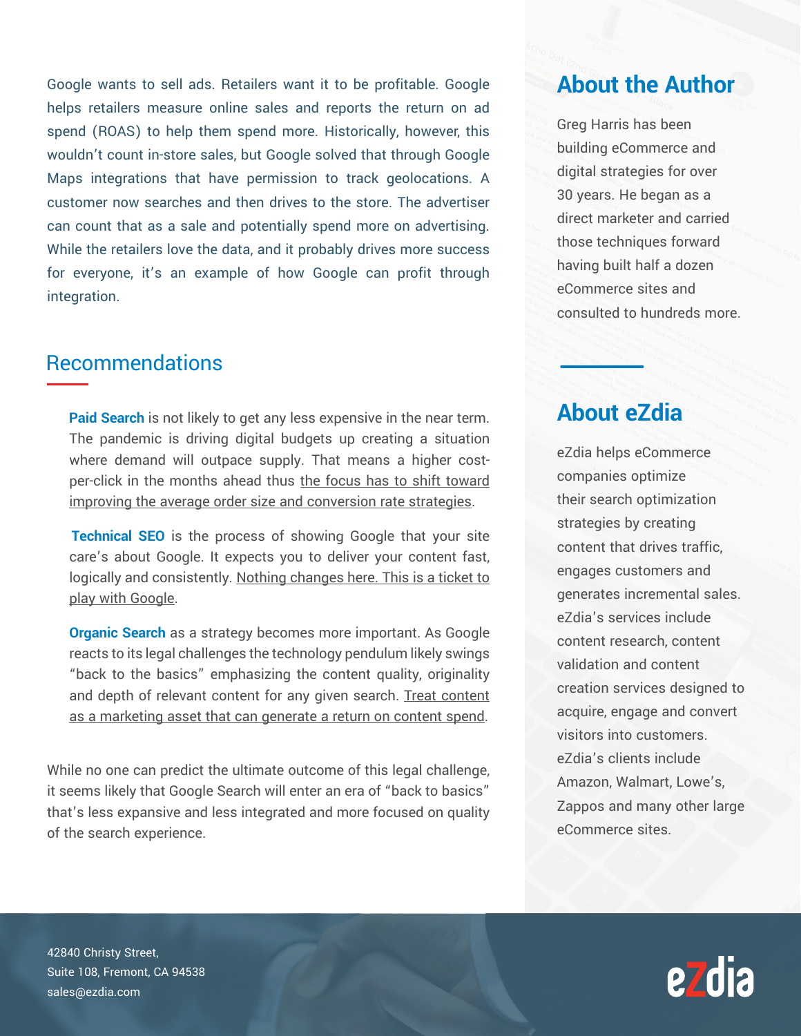Google wants to sell ads. Retailers want it to be profitable. Google helps retailers measure online sales and reports the return on ad spend (ROAS) to help them spend more. Historically, however, this wouldn't count in-store sales, but Google solved that through Google Maps integrations that have permission to track geolocations. A customer now searches and then drives to the store. The advertiser can count that as a sale and potentially spend more on advertising. While the retailers love the data, and it probably drives more success for everyone, it's an example of how Google can profit through integration.

## Recommendations

**Paid Search** is not likely to get any less expensive in the near term. The pandemic is driving digital budgets up creating a situation where demand will outpace supply. That means a higher cost-per-click in the months ahead thus the focus has to shift toward improving the average order size and conversion rate strategies.

**Technical SEO** is the process of showing Google that your site care's about Google. It expects you to deliver your content fast, logically and consistently. Nothing changes here. This is a ticket to play with Google.

**Organic Search** as a strategy becomes more important. As Google reacts to its legal challenges the technology pendulum likely swings "back to the basics" emphasizing the content quality, originality and depth of relevant content for any given search. Treat content as a marketing asset that can generate a return on content spend.

While no one can predict the ultimate outcome of this legal challenge, it seems likely that Google Search will enter an era of "back to basics" that's less expansive and less integrated and more focused on quality of the search experience.

## About the Author

Greg Harris has been building eCommerce and digital strategies for over 30 years. He began as a direct marketer and carried those techniques forward having built half a dozen eCommerce sites and consulted to hundreds more.

## About eZdia

eZdia helps eCommerce companies optimize their search optimization strategies by creating content that drives traffic, engages customers and generates incremental sales. eZdia's services include content research, content validation and content creation services designed to acquire, engage and convert visitors into customers. eZdia's clients include Amazon, Walmart, Lowe's, Zappos and many other large eCommerce sites.

42840 Christy Street,
Suite 108, Fremont, CA 94538
sales@ezdia.com

eZdia